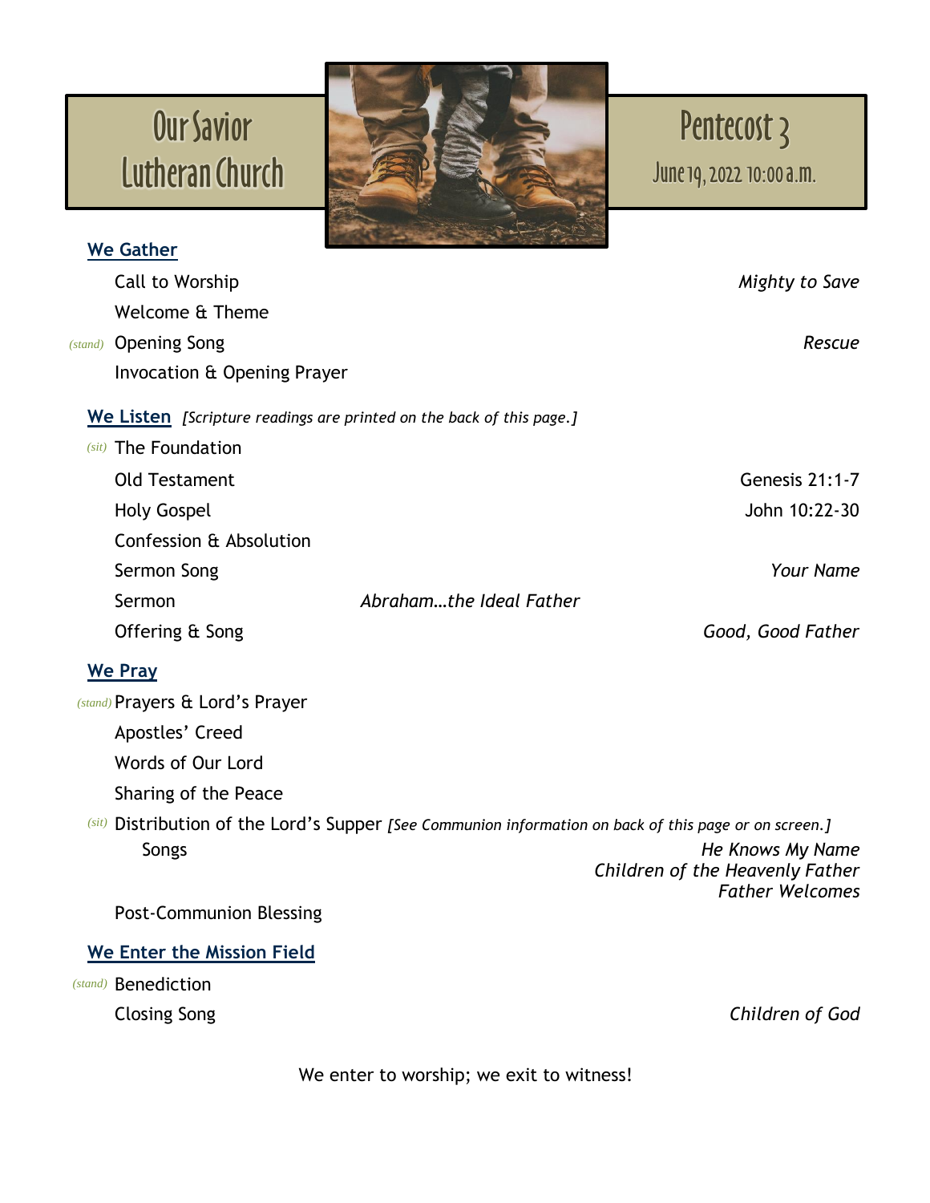# Our Savior Lutheran Church

# Pentecost 3

June 19, 2022 10:00 a.m.

## We Gather

Call to Worship — *Mighty to Save*

Welcome & Theme

*(stand)* Opening Song — *Rescue*

Invocation & Opening Prayer

## We Listen *[Scripture readings are printed on the back of this page.]*

*(sit)* The Foundation

Old Testament — Genesis 21:1-7

Holy Gospel — John 10:22-30

Confession & Absolution

Sermon Song — *Your Name*

Sermon — *Abraham…the Ideal Father*

Offering & Song — *Good, Good Father*

## We Pray

*(stand)* Prayers & Lord's Prayer

Apostles' Creed

Words of Our Lord

Sharing of the Peace

*(sit)* Distribution of the Lord's Supper *[See Communion information on back of this page or on screen.]*

Songs — *He Knows My Name*, *Children of the Heavenly Father*, *Father Welcomes*

Post-Communion Blessing

## We Enter the Mission Field

*(stand)* Benediction

Closing Song — *Children of God*

We enter to worship; we exit to witness!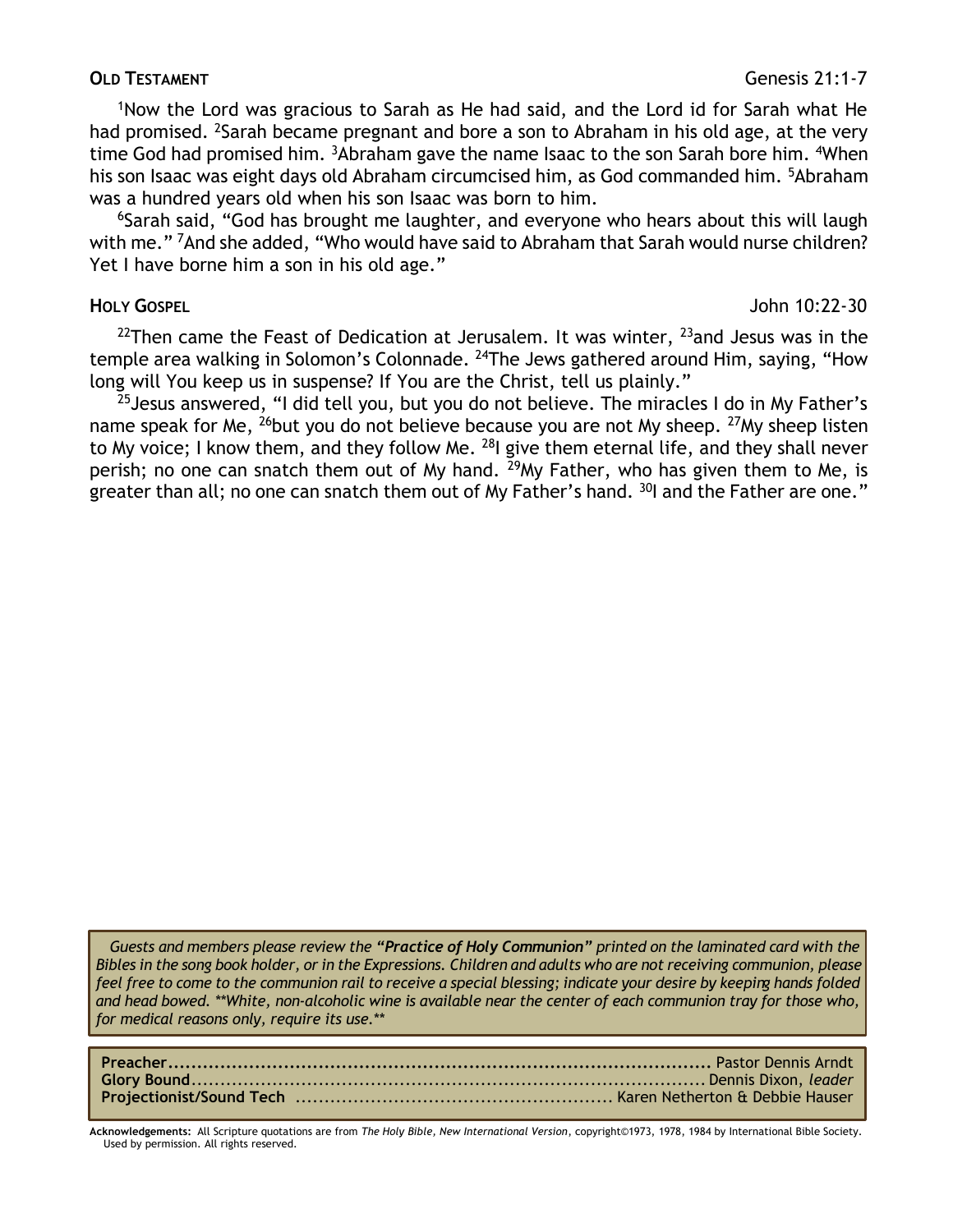**OLD TESTAMENT** Genesis 21:1-7

[1]Now the Lord was gracious to Sarah as He had said, and the Lord id for Sarah what He had promised. [2]Sarah became pregnant and bore a son to Abraham in his old age, at the very time God had promised him. [3]Abraham gave the name Isaac to the son Sarah bore him. [4]When his son Isaac was eight days old Abraham circumcised him, as God commanded him. [5]Abraham was a hundred years old when his son Isaac was born to him.

[6]Sarah said, "God has brought me laughter, and everyone who hears about this will laugh with me." [7]And she added, "Who would have said to Abraham that Sarah would nurse children? Yet I have borne him a son in his old age."

**HOLY GOSPEL** John 10:22-30

[22]Then came the Feast of Dedication at Jerusalem. It was winter, [23]and Jesus was in the temple area walking in Solomon's Colonnade. [24]The Jews gathered around Him, saying, "How long will You keep us in suspense? If You are the Christ, tell us plainly."

[25]Jesus answered, "I did tell you, but you do not believe. The miracles I do in My Father's name speak for Me, [26]but you do not believe because you are not My sheep. [27]My sheep listen to My voice; I know them, and they follow Me. [28]I give them eternal life, and they shall never perish; no one can snatch them out of My hand. [29]My Father, who has given them to Me, is greater than all; no one can snatch them out of My Father's hand. [30]I and the Father are one."

*Guests and members please review the **"Practice of Holy Communion"** printed on the laminated card with the Bibles in the song book holder, or in the Expressions. Children and adults who are not receiving communion, please feel free to come to the communion rail to receive a special blessing; indicate your desire by keeping hands folded and head bowed. \*\*White, non-alcoholic wine is available near the center of each communion tray for those who, for medical reasons only, require its use.\*\**

**Preacher**........................................................................................ Pastor Dennis Arndt
**Glory Bound**........................................................................................ Dennis Dixon, *leader*
**Projectionist/Sound Tech** ........................................................ Karen Netherton & Debbie Hauser

**Acknowledgements:** All Scripture quotations are from *The Holy Bible, New International Version*, copyright©1973, 1978, 1984 by International Bible Society. Used by permission. All rights reserved.